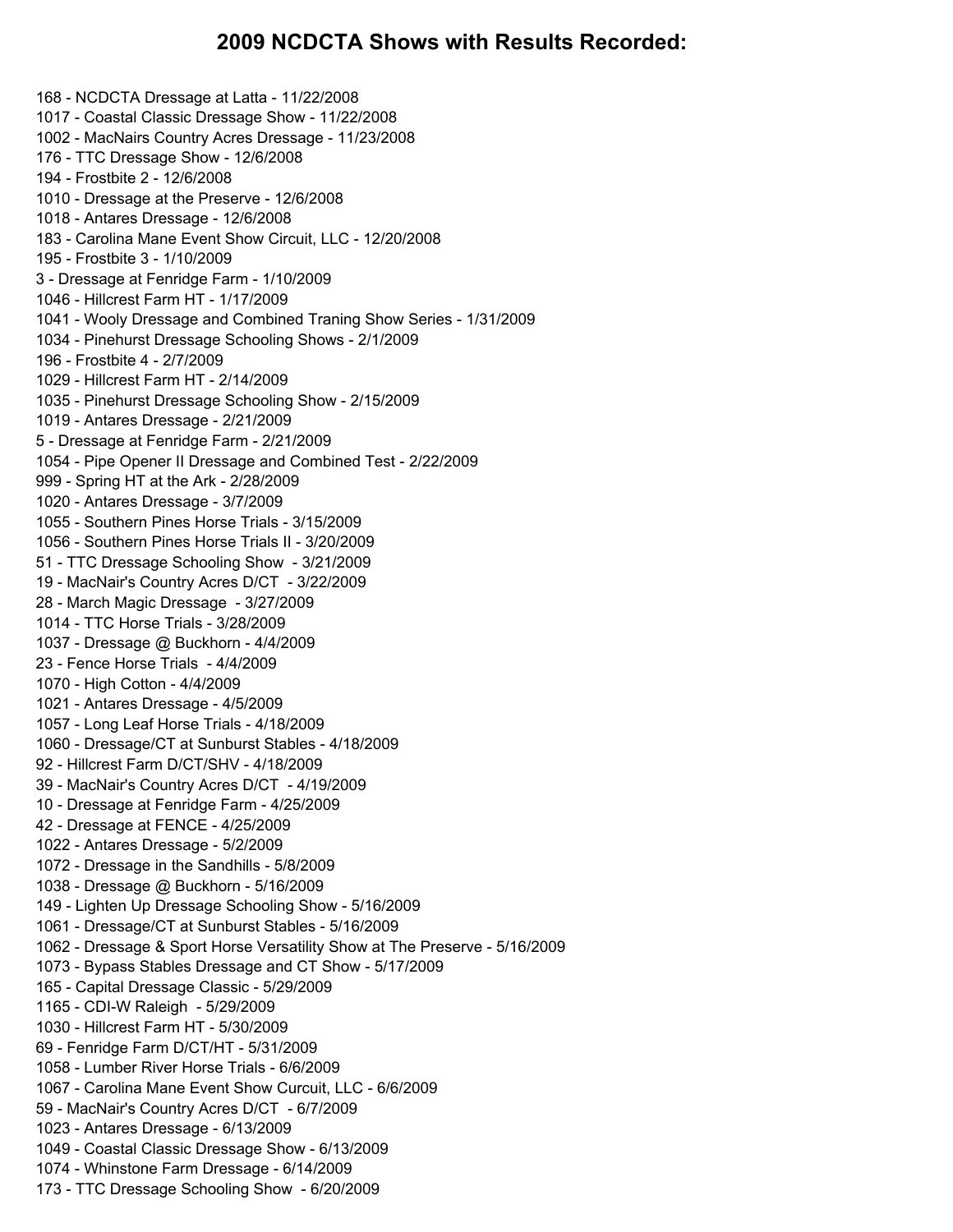# 2009 NCDCTA Shows with Results Recorded:

168 - NCDCTA Dressage at Latta - 11/22/2008
1017 - Coastal Classic Dressage Show - 11/22/2008
1002 - MacNairs Country Acres Dressage - 11/23/2008
176 - TTC Dressage Show - 12/6/2008
194 - Frostbite 2 - 12/6/2008
1010 - Dressage at the Preserve - 12/6/2008
1018 - Antares Dressage - 12/6/2008
183 - Carolina Mane Event Show Circuit, LLC - 12/20/2008
195 - Frostbite 3 - 1/10/2009
3 - Dressage at Fenridge Farm - 1/10/2009
1046 - Hillcrest Farm HT - 1/17/2009
1041 - Wooly Dressage and Combined Traning Show Series - 1/31/2009
1034 - Pinehurst Dressage Schooling Shows - 2/1/2009
196 - Frostbite 4 - 2/7/2009
1029 - Hillcrest Farm HT - 2/14/2009
1035 - Pinehurst Dressage Schooling Show - 2/15/2009
1019 - Antares Dressage - 2/21/2009
5 - Dressage at Fenridge Farm - 2/21/2009
1054 - Pipe Opener II Dressage and Combined Test - 2/22/2009
999 - Spring HT at the Ark - 2/28/2009
1020 - Antares Dressage - 3/7/2009
1055 - Southern Pines Horse Trials - 3/15/2009
1056 - Southern Pines Horse Trials II - 3/20/2009
51 - TTC Dressage Schooling Show - 3/21/2009
19 - MacNair's Country Acres D/CT - 3/22/2009
28 - March Magic Dressage - 3/27/2009
1014 - TTC Horse Trials - 3/28/2009
1037 - Dressage @ Buckhorn - 4/4/2009
23 - Fence Horse Trials - 4/4/2009
1070 - High Cotton - 4/4/2009
1021 - Antares Dressage - 4/5/2009
1057 - Long Leaf Horse Trials - 4/18/2009
1060 - Dressage/CT at Sunburst Stables - 4/18/2009
92 - Hillcrest Farm D/CT/SHV - 4/18/2009
39 - MacNair's Country Acres D/CT - 4/19/2009
10 - Dressage at Fenridge Farm - 4/25/2009
42 - Dressage at FENCE - 4/25/2009
1022 - Antares Dressage - 5/2/2009
1072 - Dressage in the Sandhills - 5/8/2009
1038 - Dressage @ Buckhorn - 5/16/2009
149 - Lighten Up Dressage Schooling Show - 5/16/2009
1061 - Dressage/CT at Sunburst Stables - 5/16/2009
1062 - Dressage & Sport Horse Versatility Show at The Preserve - 5/16/2009
1073 - Bypass Stables Dressage and CT Show - 5/17/2009
165 - Capital Dressage Classic - 5/29/2009
1165 - CDI-W Raleigh - 5/29/2009
1030 - Hillcrest Farm HT - 5/30/2009
69 - Fenridge Farm D/CT/HT - 5/31/2009
1058 - Lumber River Horse Trials - 6/6/2009
1067 - Carolina Mane Event Show Curcuit, LLC - 6/6/2009
59 - MacNair's Country Acres D/CT - 6/7/2009
1023 - Antares Dressage - 6/13/2009
1049 - Coastal Classic Dressage Show - 6/13/2009
1074 - Whinstone Farm Dressage - 6/14/2009
173 - TTC Dressage Schooling Show - 6/20/2009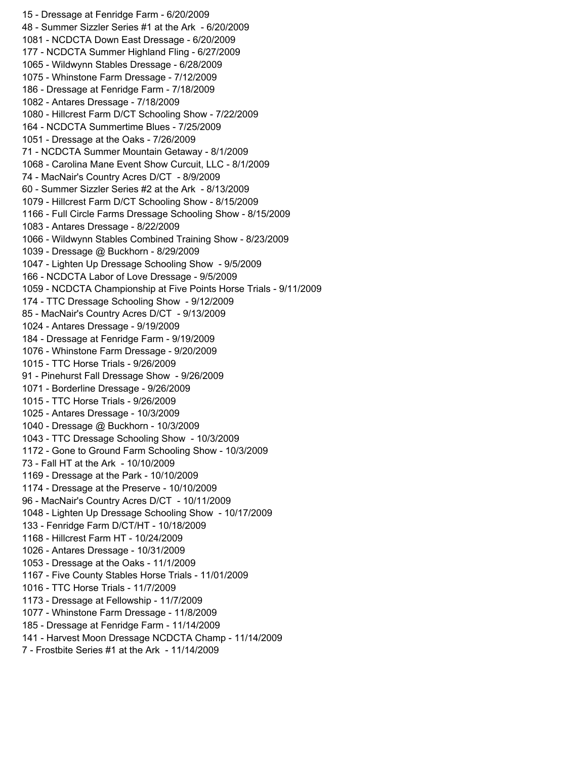15 - Dressage at Fenridge Farm - 6/20/2009
48 - Summer Sizzler Series #1 at the Ark - 6/20/2009
1081 - NCDCTA Down East Dressage - 6/20/2009
177 - NCDCTA Summer Highland Fling - 6/27/2009
1065 - Wildwynn Stables Dressage - 6/28/2009
1075 - Whinstone Farm Dressage - 7/12/2009
186 - Dressage at Fenridge Farm - 7/18/2009
1082 - Antares Dressage - 7/18/2009
1080 - Hillcrest Farm D/CT Schooling Show - 7/22/2009
164 - NCDCTA Summertime Blues - 7/25/2009
1051 - Dressage at the Oaks - 7/26/2009
71 - NCDCTA Summer Mountain Getaway - 8/1/2009
1068 - Carolina Mane Event Show Curcuit, LLC - 8/1/2009
74 - MacNair's Country Acres D/CT - 8/9/2009
60 - Summer Sizzler Series #2 at the Ark - 8/13/2009
1079 - Hillcrest Farm D/CT Schooling Show - 8/15/2009
1166 - Full Circle Farms Dressage Schooling Show - 8/15/2009
1083 - Antares Dressage - 8/22/2009
1066 - Wildwynn Stables Combined Training Show - 8/23/2009
1039 - Dressage @ Buckhorn - 8/29/2009
1047 - Lighten Up Dressage Schooling Show - 9/5/2009
166 - NCDCTA Labor of Love Dressage - 9/5/2009
1059 - NCDCTA Championship at Five Points Horse Trials - 9/11/2009
174 - TTC Dressage Schooling Show - 9/12/2009
85 - MacNair's Country Acres D/CT - 9/13/2009
1024 - Antares Dressage - 9/19/2009
184 - Dressage at Fenridge Farm - 9/19/2009
1076 - Whinstone Farm Dressage - 9/20/2009
1015 - TTC Horse Trials - 9/26/2009
91 - Pinehurst Fall Dressage Show - 9/26/2009
1071 - Borderline Dressage - 9/26/2009
1015 - TTC Horse Trials - 9/26/2009
1025 - Antares Dressage - 10/3/2009
1040 - Dressage @ Buckhorn - 10/3/2009
1043 - TTC Dressage Schooling Show - 10/3/2009
1172 - Gone to Ground Farm Schooling Show - 10/3/2009
73 - Fall HT at the Ark - 10/10/2009
1169 - Dressage at the Park - 10/10/2009
1174 - Dressage at the Preserve - 10/10/2009
96 - MacNair's Country Acres D/CT - 10/11/2009
1048 - Lighten Up Dressage Schooling Show - 10/17/2009
133 - Fenridge Farm D/CT/HT - 10/18/2009
1168 - Hillcrest Farm HT - 10/24/2009
1026 - Antares Dressage - 10/31/2009
1053 - Dressage at the Oaks - 11/1/2009
1167 - Five County Stables Horse Trials - 11/01/2009
1016 - TTC Horse Trials - 11/7/2009
1173 - Dressage at Fellowship - 11/7/2009
1077 - Whinstone Farm Dressage - 11/8/2009
185 - Dressage at Fenridge Farm - 11/14/2009
141 - Harvest Moon Dressage NCDCTA Champ - 11/14/2009
7 - Frostbite Series #1 at the Ark - 11/14/2009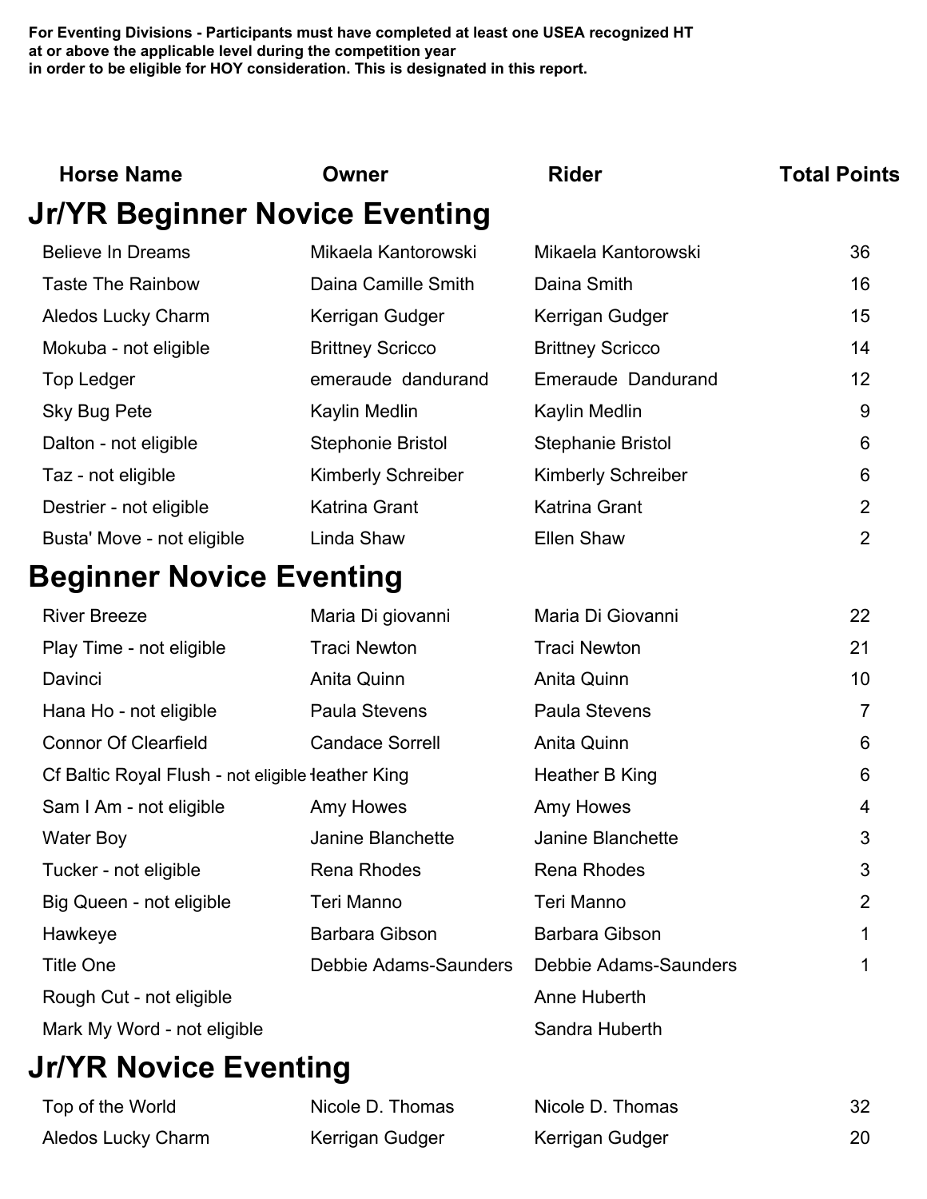**For Eventing Divisions - Participants must have completed at least one USEA recognized HT at or above the applicable level during the competition year in order to be eligible for HOY consideration. This is designated in this report.**

| Horse Name | Owner | Rider | Total Points |
|---|---|---|---|

## Jr/YR Beginner Novice Eventing

| Horse Name | Owner | Rider | Total Points |
|---|---|---|---|
| Believe In Dreams | Mikaela Kantorowski | Mikaela Kantorowski | 36 |
| Taste The Rainbow | Daina Camille Smith | Daina Smith | 16 |
| Aledos Lucky Charm | Kerrigan Gudger | Kerrigan Gudger | 15 |
| Mokuba - not eligible | Brittney Scricco | Brittney Scricco | 14 |
| Top Ledger | emeraude dandurand | Emeraude Dandurand | 12 |
| Sky Bug Pete | Kaylin Medlin | Kaylin Medlin | 9 |
| Dalton - not eligible | Stephonie Bristol | Stephanie Bristol | 6 |
| Taz - not eligible | Kimberly Schreiber | Kimberly Schreiber | 6 |
| Destrier - not eligible | Katrina Grant | Katrina Grant | 2 |
| Busta' Move - not eligible | Linda Shaw | Ellen Shaw | 2 |

## Beginner Novice Eventing

| Horse Name | Owner | Rider | Total Points |
|---|---|---|---|
| River Breeze | Maria Di giovanni | Maria Di Giovanni | 22 |
| Play Time - not eligible | Traci Newton | Traci Newton | 21 |
| Davinci | Anita Quinn | Anita Quinn | 10 |
| Hana Ho - not eligible | Paula Stevens | Paula Stevens | 7 |
| Connor Of Clearfield | Candace Sorrell | Anita Quinn | 6 |
| Cf Baltic Royal Flush - not eligible | Heather King | Heather B King | 6 |
| Sam I Am - not eligible | Amy Howes | Amy Howes | 4 |
| Water Boy | Janine Blanchette | Janine Blanchette | 3 |
| Tucker - not eligible | Rena Rhodes | Rena Rhodes | 3 |
| Big Queen - not eligible | Teri Manno | Teri Manno | 2 |
| Hawkeye | Barbara Gibson | Barbara Gibson | 1 |
| Title One | Debbie Adams-Saunders | Debbie Adams-Saunders | 1 |
| Rough Cut - not eligible | | Anne Huberth | |
| Mark My Word - not eligible | | Sandra Huberth | |

## Jr/YR Novice Eventing

| Horse Name | Owner | Rider | Total Points |
|---|---|---|---|
| Top of the World | Nicole D. Thomas | Nicole D. Thomas | 32 |
| Aledos Lucky Charm | Kerrigan Gudger | Kerrigan Gudger | 20 |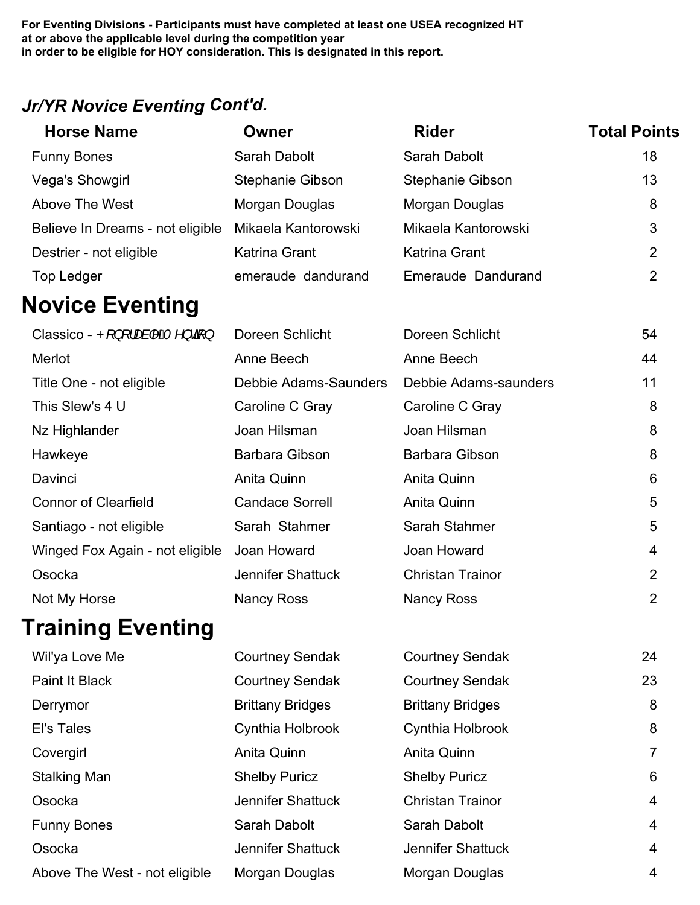**For Eventing Divisions - Participants must have completed at least one USEA recognized HT at or above the applicable level during the competition year in order to be eligible for HOY consideration. This is designated in this report.**

### *Jr/YR Novice Eventing Cont'd.*

| Horse Name | Owner | Rider | Total Points |
|---|---|---|---|
| Funny Bones | Sarah Dabolt | Sarah Dabolt | 18 |
| Vega's Showgirl | Stephanie Gibson | Stephanie Gibson | 13 |
| Above The West | Morgan Douglas | Morgan Douglas | 8 |
| Believe In Dreams - not eligible | Mikaela Kantorowski | Mikaela Kantorowski | 3 |
| Destrier - not eligible | Katrina Grant | Katrina Grant | 2 |
| Top Ledger | emeraude  dandurand | Emeraude  Dandurand | 2 |

## Novice Eventing

| Horse Name | Owner | Rider | Total Points |
|---|---|---|---|
| Classico - +RQRUDEOH0 HQWLRQ | Doreen Schlicht | Doreen Schlicht | 54 |
| Merlot | Anne Beech | Anne Beech | 44 |
| Title One - not eligible | Debbie Adams-Saunders | Debbie Adams-saunders | 11 |
| This Slew's 4 U | Caroline C Gray | Caroline C Gray | 8 |
| Nz Highlander | Joan Hilsman | Joan Hilsman | 8 |
| Hawkeye | Barbara Gibson | Barbara Gibson | 8 |
| Davinci | Anita Quinn | Anita Quinn | 6 |
| Connor of Clearfield | Candace Sorrell | Anita Quinn | 5 |
| Santiago - not eligible | Sarah  Stahmer | Sarah Stahmer | 5 |
| Winged Fox Again - not eligible | Joan Howard | Joan Howard | 4 |
| Osocka | Jennifer Shattuck | Christan Trainor | 2 |
| Not My Horse | Nancy Ross | Nancy Ross | 2 |

## Training Eventing

| Horse Name | Owner | Rider | Total Points |
|---|---|---|---|
| Wil'ya Love Me | Courtney Sendak | Courtney Sendak | 24 |
| Paint It Black | Courtney Sendak | Courtney Sendak | 23 |
| Derrymor | Brittany Bridges | Brittany Bridges | 8 |
| El's Tales | Cynthia Holbrook | Cynthia Holbrook | 8 |
| Covergirl | Anita Quinn | Anita Quinn | 7 |
| Stalking Man | Shelby Puricz | Shelby Puricz | 6 |
| Osocka | Jennifer Shattuck | Christan Trainor | 4 |
| Funny Bones | Sarah Dabolt | Sarah Dabolt | 4 |
| Osocka | Jennifer Shattuck | Jennifer Shattuck | 4 |
| Above The West - not eligible | Morgan Douglas | Morgan Douglas | 4 |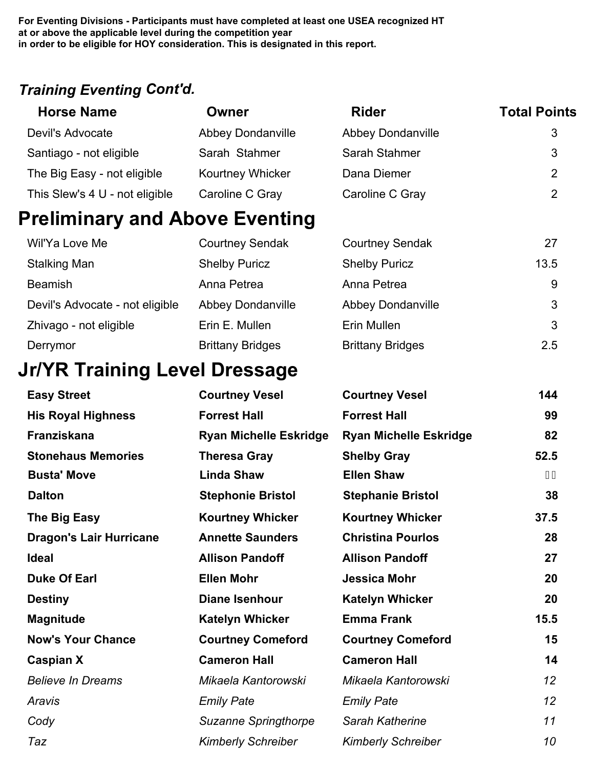**For Eventing Divisions - Participants must have completed at least one USEA recognized HT at or above the applicable level during the competition year in order to be eligible for HOY consideration. This is designated in this report.**

### *Training Eventing Cont'd.*

| Horse Name | Owner | Rider | Total Points |
|---|---|---|---|
| Devil's Advocate | Abbey Dondanville | Abbey Dondanville | 3 |
| Santiago - not eligible | Sarah Stahmer | Sarah Stahmer | 3 |
| The Big Easy - not eligible | Kourtney Whicker | Dana Diemer | 2 |
| This Slew's 4 U - not eligible | Caroline C Gray | Caroline C Gray | 2 |

# Preliminary and Above Eventing

| | | | |
|---|---|---|---|
| Wil'Ya Love Me | Courtney Sendak | Courtney Sendak | 27 |
| Stalking Man | Shelby Puricz | Shelby Puricz | 13.5 |
| Beamish | Anna Petrea | Anna Petrea | 9 |
| Devil's Advocate - not eligible | Abbey Dondanville | Abbey Dondanville | 3 |
| Zhivago - not eligible | Erin E. Mullen | Erin Mullen | 3 |
| Derrymor | Brittany Bridges | Brittany Bridges | 2.5 |

# Jr/YR Training Level Dressage

| | | | |
|---|---|---|---|
| **Easy Street** | **Courtney Vesel** | **Courtney Vesel** | **144** |
| **His Royal Highness** | **Forrest Hall** | **Forrest Hall** | **99** |
| **Franziskana** | **Ryan Michelle Eskridge** | **Ryan Michelle Eskridge** | **82** |
| **Stonehaus Memories** | **Theresa Gray** | **Shelby Gray** | **52.5** |
| **Busta' Move** | **Linda Shaw** | **Ellen Shaw** | |
| **Dalton** | **Stephonie Bristol** | **Stephanie Bristol** | **38** |
| **The Big Easy** | **Kourtney Whicker** | **Kourtney Whicker** | **37.5** |
| **Dragon's Lair Hurricane** | **Annette Saunders** | **Christina Pourlos** | **28** |
| **Ideal** | **Allison Pandoff** | **Allison Pandoff** | **27** |
| **Duke Of Earl** | **Ellen Mohr** | **Jessica Mohr** | **20** |
| **Destiny** | **Diane Isenhour** | **Katelyn Whicker** | **20** |
| **Magnitude** | **Katelyn Whicker** | **Emma Frank** | **15.5** |
| **Now's Your Chance** | **Courtney Comeford** | **Courtney Comeford** | **15** |
| **Caspian X** | **Cameron Hall** | **Cameron Hall** | **14** |
| *Believe In Dreams* | *Mikaela Kantorowski* | *Mikaela Kantorowski* | *12* |
| *Aravis* | *Emily Pate* | *Emily Pate* | *12* |
| *Cody* | *Suzanne Springthorpe* | *Sarah Katherine* | *11* |
| *Taz* | *Kimberly Schreiber* | *Kimberly Schreiber* | *10* |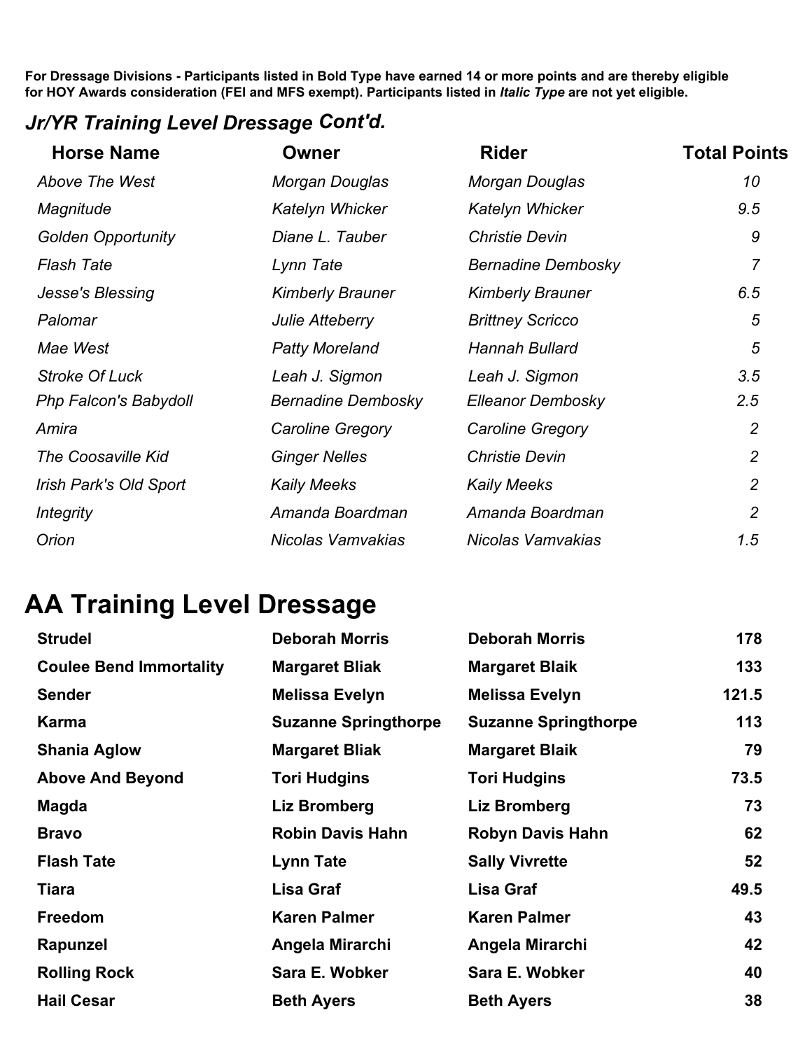**For Dressage Divisions - Participants listed in Bold Type have earned 14 or more points and are thereby eligible for HOY Awards consideration (FEI and MFS exempt). Participants listed in *Italic Type* are not yet eligible.**

## *Jr/YR Training Level Dressage* Cont'd.

| Horse Name | Owner | Rider | Total Points |
|---|---|---|---|
| *Above The West* | *Morgan Douglas* | *Morgan Douglas* | *10* |
| *Magnitude* | *Katelyn Whicker* | *Katelyn Whicker* | *9.5* |
| *Golden Opportunity* | *Diane L. Tauber* | *Christie Devin* | *9* |
| *Flash Tate* | *Lynn Tate* | *Bernadine Dembosky* | *7* |
| *Jesse's Blessing* | *Kimberly Brauner* | *Kimberly Brauner* | *6.5* |
| *Palomar* | *Julie Atteberry* | *Brittney Scricco* | *5* |
| *Mae West* | *Patty Moreland* | *Hannah Bullard* | *5* |
| *Stroke Of Luck* | *Leah J. Sigmon* | *Leah J. Sigmon* | *3.5* |
| *Php Falcon's Babydoll* | *Bernadine Dembosky* | *Elleanor Dembosky* | *2.5* |
| *Amira* | *Caroline Gregory* | *Caroline Gregory* | *2* |
| *The Coosaville Kid* | *Ginger Nelles* | *Christie Devin* | *2* |
| *Irish Park's Old Sport* | *Kaily Meeks* | *Kaily Meeks* | *2* |
| *Integrity* | *Amanda Boardman* | *Amanda Boardman* | *2* |
| *Orion* | *Nicolas Vamvakias* | *Nicolas Vamvakias* | *1.5* |

# AA Training Level Dressage

| | | | |
|---|---|---|---|
| **Strudel** | **Deborah Morris** | **Deborah Morris** | **178** |
| **Coulee Bend Immortality** | **Margaret Bliak** | **Margaret Blaik** | **133** |
| **Sender** | **Melissa Evelyn** | **Melissa Evelyn** | **121.5** |
| **Karma** | **Suzanne Springthorpe** | **Suzanne Springthorpe** | **113** |
| **Shania Aglow** | **Margaret Bliak** | **Margaret Blaik** | **79** |
| **Above And Beyond** | **Tori Hudgins** | **Tori Hudgins** | **73.5** |
| **Magda** | **Liz Bromberg** | **Liz Bromberg** | **73** |
| **Bravo** | **Robin Davis Hahn** | **Robyn Davis Hahn** | **62** |
| **Flash Tate** | **Lynn Tate** | **Sally Vivrette** | **52** |
| **Tiara** | **Lisa Graf** | **Lisa Graf** | **49.5** |
| **Freedom** | **Karen Palmer** | **Karen Palmer** | **43** |
| **Rapunzel** | **Angela Mirarchi** | **Angela Mirarchi** | **42** |
| **Rolling Rock** | **Sara E. Wobker** | **Sara E. Wobker** | **40** |
| **Hail Cesar** | **Beth Ayers** | **Beth Ayers** | **38** |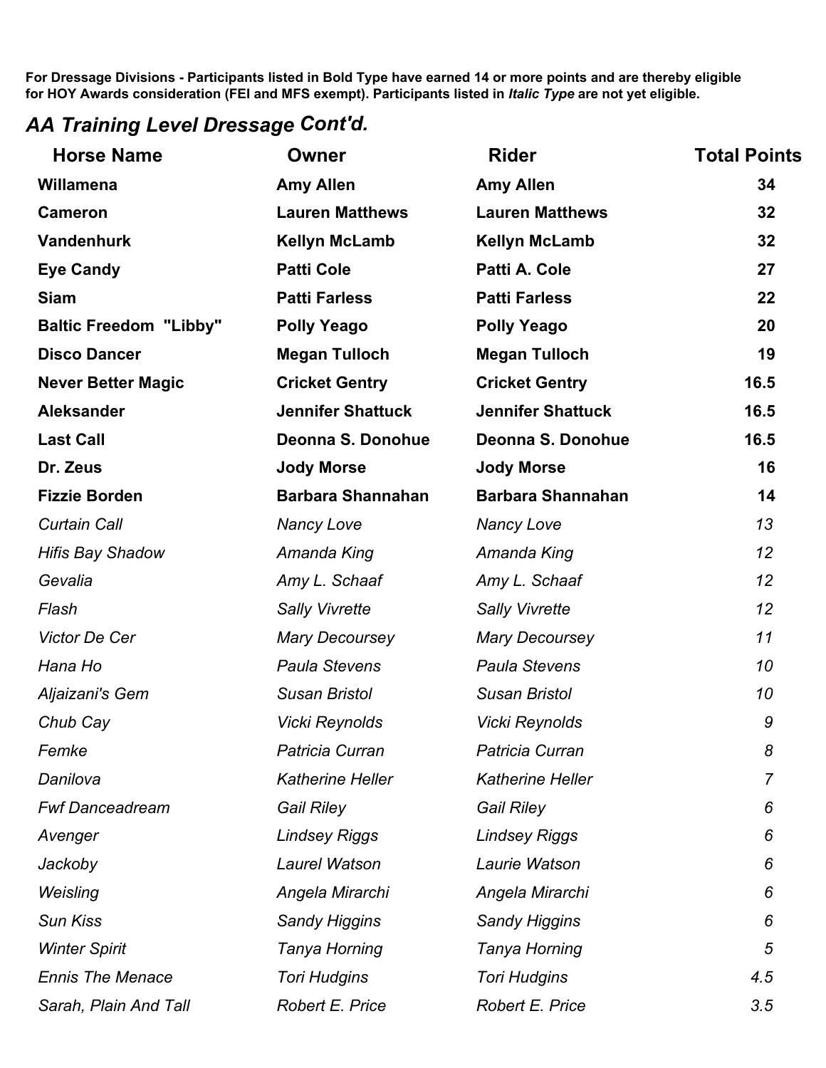**For Dressage Divisions - Participants listed in Bold Type have earned 14 or more points and are thereby eligible for HOY Awards consideration (FEI and MFS exempt). Participants listed in *Italic Type* are not yet eligible.**

## *AA Training Level Dressage* Cont'd.

| Horse Name | Owner | Rider | Total Points |
|---|---|---|---|
| **Willamena** | **Amy Allen** | **Amy Allen** | **34** |
| **Cameron** | **Lauren Matthews** | **Lauren Matthews** | **32** |
| **Vandenhurk** | **Kellyn McLamb** | **Kellyn McLamb** | **32** |
| **Eye Candy** | **Patti Cole** | **Patti A. Cole** | **27** |
| **Siam** | **Patti Farless** | **Patti Farless** | **22** |
| **Baltic Freedom "Libby"** | **Polly Yeago** | **Polly Yeago** | **20** |
| **Disco Dancer** | **Megan Tulloch** | **Megan Tulloch** | **19** |
| **Never Better Magic** | **Cricket Gentry** | **Cricket Gentry** | **16.5** |
| **Aleksander** | **Jennifer Shattuck** | **Jennifer Shattuck** | **16.5** |
| **Last Call** | **Deonna S. Donohue** | **Deonna S. Donohue** | **16.5** |
| **Dr. Zeus** | **Jody Morse** | **Jody Morse** | **16** |
| **Fizzie Borden** | **Barbara Shannahan** | **Barbara Shannahan** | **14** |
| *Curtain Call* | *Nancy Love* | *Nancy Love* | *13* |
| *Hifis Bay Shadow* | *Amanda King* | *Amanda King* | *12* |
| *Gevalia* | *Amy L. Schaaf* | *Amy L. Schaaf* | *12* |
| *Flash* | *Sally Vivrette* | *Sally Vivrette* | *12* |
| *Victor De Cer* | *Mary Decoursey* | *Mary Decoursey* | *11* |
| *Hana Ho* | *Paula Stevens* | *Paula Stevens* | *10* |
| *Aljaizani's Gem* | *Susan Bristol* | *Susan Bristol* | *10* |
| *Chub Cay* | *Vicki Reynolds* | *Vicki Reynolds* | *9* |
| *Femke* | *Patricia Curran* | *Patricia Curran* | *8* |
| *Danilova* | *Katherine Heller* | *Katherine Heller* | *7* |
| *Fwf Danceadream* | *Gail Riley* | *Gail Riley* | *6* |
| *Avenger* | *Lindsey Riggs* | *Lindsey Riggs* | *6* |
| *Jackoby* | *Laurel Watson* | *Laurie Watson* | *6* |
| *Weisling* | *Angela Mirarchi* | *Angela Mirarchi* | *6* |
| *Sun Kiss* | *Sandy Higgins* | *Sandy Higgins* | *6* |
| *Winter Spirit* | *Tanya Horning* | *Tanya Horning* | *5* |
| *Ennis The Menace* | *Tori Hudgins* | *Tori Hudgins* | *4.5* |
| *Sarah, Plain And Tall* | *Robert E. Price* | *Robert E. Price* | *3.5* |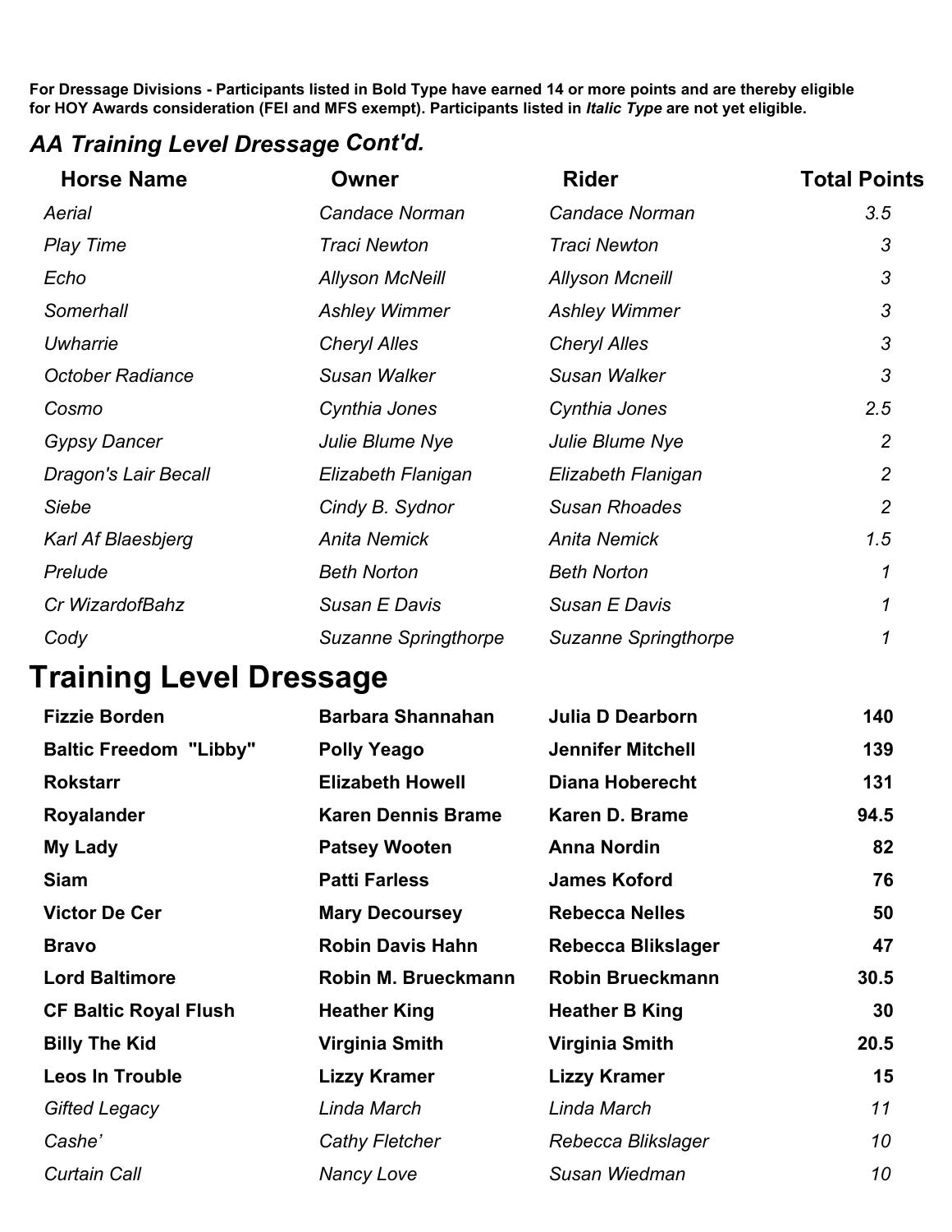**For Dressage Divisions - Participants listed in Bold Type have earned 14 or more points and are thereby eligible for HOY Awards consideration (FEI and MFS exempt). Participants listed in *Italic Type* are not yet eligible.**

## *AA Training Level Dressage Cont'd.*

| Horse Name | Owner | Rider | Total Points |
|---|---|---|---|
| *Aerial* | *Candace Norman* | *Candace Norman* | *3.5* |
| *Play Time* | *Traci Newton* | *Traci Newton* | *3* |
| *Echo* | *Allyson McNeill* | *Allyson Mcneill* | *3* |
| *Somerhall* | *Ashley Wimmer* | *Ashley Wimmer* | *3* |
| *Uwharrie* | *Cheryl Alles* | *Cheryl Alles* | *3* |
| *October Radiance* | *Susan Walker* | *Susan Walker* | *3* |
| *Cosmo* | *Cynthia Jones* | *Cynthia Jones* | *2.5* |
| *Gypsy Dancer* | *Julie Blume Nye* | *Julie Blume Nye* | *2* |
| *Dragon's Lair Becall* | *Elizabeth Flanigan* | *Elizabeth Flanigan* | *2* |
| *Siebe* | *Cindy B. Sydnor* | *Susan Rhoades* | *2* |
| *Karl Af Blaesbjerg* | *Anita Nemick* | *Anita Nemick* | *1.5* |
| *Prelude* | *Beth Norton* | *Beth Norton* | *1* |
| *Cr WizardofBahz* | *Susan E Davis* | *Susan E Davis* | *1* |
| *Cody* | *Suzanne Springthorpe* | *Suzanne Springthorpe* | *1* |

# Training Level Dressage

| | | | |
|---|---|---|---|
| **Fizzie Borden** | **Barbara Shannahan** | **Julia D Dearborn** | **140** |
| **Baltic Freedom "Libby"** | **Polly Yeago** | **Jennifer Mitchell** | **139** |
| **Rokstarr** | **Elizabeth Howell** | **Diana Hoberecht** | **131** |
| **Royalander** | **Karen Dennis Brame** | **Karen D. Brame** | **94.5** |
| **My Lady** | **Patsey Wooten** | **Anna Nordin** | **82** |
| **Siam** | **Patti Farless** | **James Koford** | **76** |
| **Victor De Cer** | **Mary Decoursey** | **Rebecca Nelles** | **50** |
| **Bravo** | **Robin Davis Hahn** | **Rebecca Blikslager** | **47** |
| **Lord Baltimore** | **Robin M. Brueckmann** | **Robin Brueckmann** | **30.5** |
| **CF Baltic Royal Flush** | **Heather King** | **Heather B King** | **30** |
| **Billy The Kid** | **Virginia Smith** | **Virginia Smith** | **20.5** |
| **Leos In Trouble** | **Lizzy Kramer** | **Lizzy Kramer** | **15** |
| *Gifted Legacy* | *Linda March* | *Linda March* | *11* |
| *Cashe'* | *Cathy Fletcher* | *Rebecca Blikslager* | *10* |
| *Curtain Call* | *Nancy Love* | *Susan Wiedman* | *10* |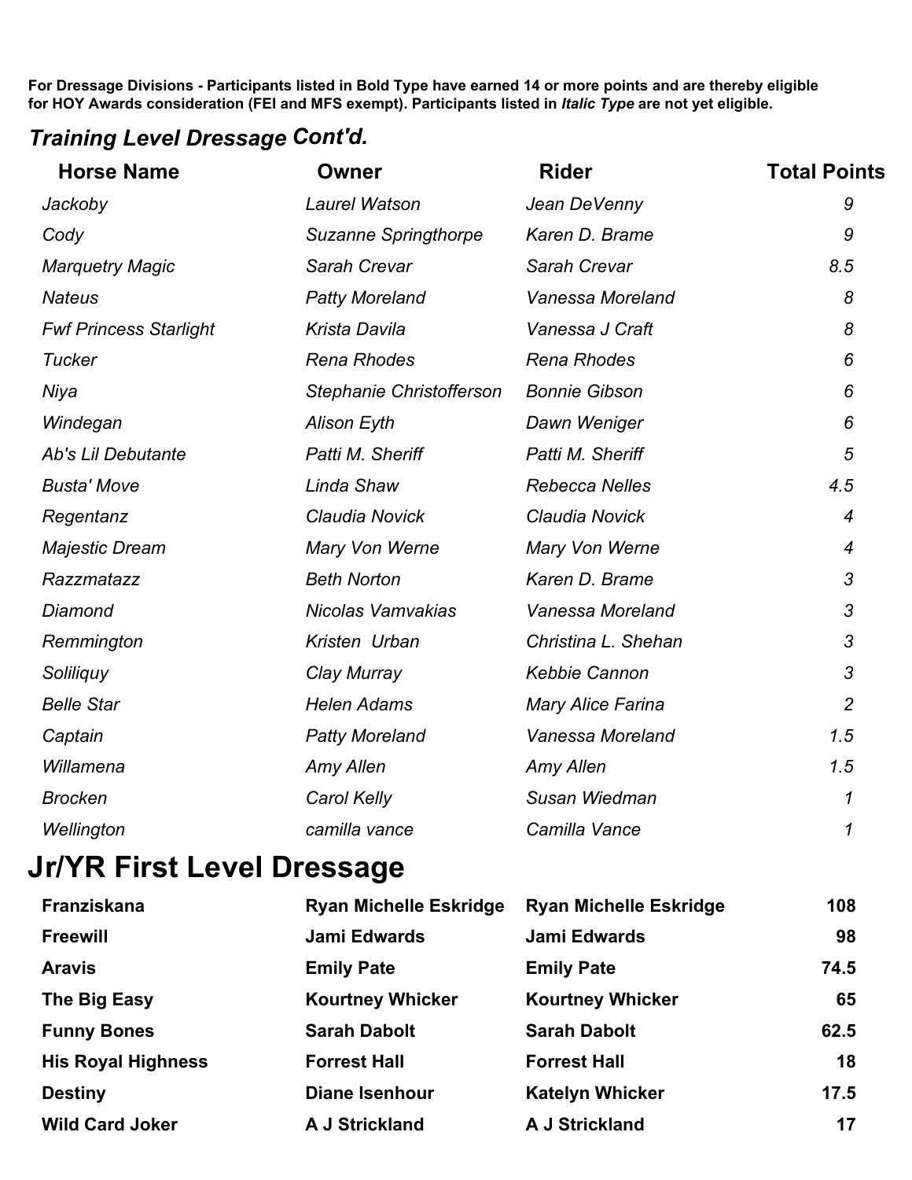**For Dressage Divisions - Participants listed in Bold Type have earned 14 or more points and are thereby eligible for HOY Awards consideration (FEI and MFS exempt). Participants listed in *Italic Type* are not yet eligible.**

## *Training Level Dressage Cont'd.*

| Horse Name | Owner | Rider | Total Points |
|---|---|---|---|
| *Jackoby* | *Laurel Watson* | *Jean DeVenny* | *9* |
| *Cody* | *Suzanne Springthorpe* | *Karen D. Brame* | *9* |
| *Marquetry Magic* | *Sarah Crevar* | *Sarah Crevar* | *8.5* |
| *Nateus* | *Patty Moreland* | *Vanessa Moreland* | *8* |
| *Fwf Princess Starlight* | *Krista Davila* | *Vanessa J Craft* | *8* |
| *Tucker* | *Rena Rhodes* | *Rena Rhodes* | *6* |
| *Niya* | *Stephanie Christofferson* | *Bonnie Gibson* | *6* |
| *Windegan* | *Alison Eyth* | *Dawn Weniger* | *6* |
| *Ab's Lil Debutante* | *Patti M. Sheriff* | *Patti M. Sheriff* | *5* |
| *Busta' Move* | *Linda Shaw* | *Rebecca Nelles* | *4.5* |
| *Regentanz* | *Claudia Novick* | *Claudia Novick* | *4* |
| *Majestic Dream* | *Mary Von Werne* | *Mary Von Werne* | *4* |
| *Razzmatazz* | *Beth Norton* | *Karen D. Brame* | *3* |
| *Diamond* | *Nicolas Vamvakias* | *Vanessa Moreland* | *3* |
| *Remmington* | *Kristen Urban* | *Christina L. Shehan* | *3* |
| *Soliliquy* | *Clay Murray* | *Kebbie Cannon* | *3* |
| *Belle Star* | *Helen Adams* | *Mary Alice Farina* | *2* |
| *Captain* | *Patty Moreland* | *Vanessa Moreland* | *1.5* |
| *Willamena* | *Amy Allen* | *Amy Allen* | *1.5* |
| *Brocken* | *Carol Kelly* | *Susan Wiedman* | *1* |
| *Wellington* | *camilla vance* | *Camilla Vance* | *1* |

# Jr/YR First Level Dressage

| | | | |
|---|---|---|---|
| **Franziskana** | **Ryan Michelle Eskridge** | **Ryan Michelle Eskridge** | **108** |
| **Freewill** | **Jami Edwards** | **Jami Edwards** | **98** |
| **Aravis** | **Emily Pate** | **Emily Pate** | **74.5** |
| **The Big Easy** | **Kourtney Whicker** | **Kourtney Whicker** | **65** |
| **Funny Bones** | **Sarah Dabolt** | **Sarah Dabolt** | **62.5** |
| **His Royal Highness** | **Forrest Hall** | **Forrest Hall** | **18** |
| **Destiny** | **Diane Isenhour** | **Katelyn Whicker** | **17.5** |
| **Wild Card Joker** | **A J Strickland** | **A J Strickland** | **17** |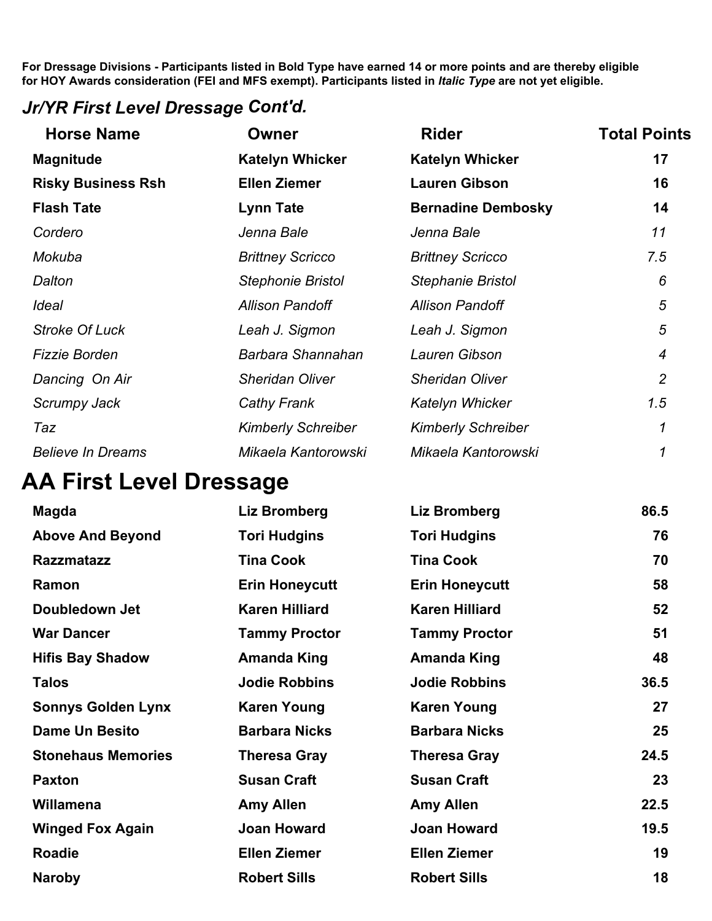**For Dressage Divisions - Participants listed in Bold Type have earned 14 or more points and are thereby eligible for HOY Awards consideration (FEI and MFS exempt). Participants listed in *Italic Type* are not yet eligible.**

## *Jr/YR First Level Dressage* Cont'd.

| Horse Name | Owner | Rider | Total Points |
|---|---|---|---|
| **Magnitude** | **Katelyn Whicker** | **Katelyn Whicker** | **17** |
| **Risky Business Rsh** | **Ellen Ziemer** | **Lauren Gibson** | **16** |
| **Flash Tate** | **Lynn Tate** | **Bernadine Dembosky** | **14** |
| *Cordero* | *Jenna Bale* | *Jenna Bale* | *11* |
| *Mokuba* | *Brittney Scricco* | *Brittney Scricco* | *7.5* |
| *Dalton* | *Stephonie Bristol* | *Stephanie Bristol* | *6* |
| *Ideal* | *Allison Pandoff* | *Allison Pandoff* | *5* |
| *Stroke Of Luck* | *Leah J. Sigmon* | *Leah J. Sigmon* | *5* |
| *Fizzie Borden* | *Barbara Shannahan* | *Lauren Gibson* | *4* |
| *Dancing On Air* | *Sheridan Oliver* | *Sheridan Oliver* | *2* |
| *Scrumpy Jack* | *Cathy Frank* | *Katelyn Whicker* | *1.5* |
| *Taz* | *Kimberly Schreiber* | *Kimberly Schreiber* | *1* |
| *Believe In Dreams* | *Mikaela Kantorowski* | *Mikaela Kantorowski* | *1* |

# AA First Level Dressage

| Horse Name | Owner | Rider | Total Points |
|---|---|---|---|
| **Magda** | **Liz Bromberg** | **Liz Bromberg** | **86.5** |
| **Above And Beyond** | **Tori Hudgins** | **Tori Hudgins** | **76** |
| **Razzmatazz** | **Tina Cook** | **Tina Cook** | **70** |
| **Ramon** | **Erin Honeycutt** | **Erin Honeycutt** | **58** |
| **Doubledown Jet** | **Karen Hilliard** | **Karen Hilliard** | **52** |
| **War Dancer** | **Tammy Proctor** | **Tammy Proctor** | **51** |
| **Hifis Bay Shadow** | **Amanda King** | **Amanda King** | **48** |
| **Talos** | **Jodie Robbins** | **Jodie Robbins** | **36.5** |
| **Sonnys Golden Lynx** | **Karen Young** | **Karen Young** | **27** |
| **Dame Un Besito** | **Barbara Nicks** | **Barbara Nicks** | **25** |
| **Stonehaus Memories** | **Theresa Gray** | **Theresa Gray** | **24.5** |
| **Paxton** | **Susan Craft** | **Susan Craft** | **23** |
| **Willamena** | **Amy Allen** | **Amy Allen** | **22.5** |
| **Winged Fox Again** | **Joan Howard** | **Joan Howard** | **19.5** |
| **Roadie** | **Ellen Ziemer** | **Ellen Ziemer** | **19** |
| **Naroby** | **Robert Sills** | **Robert Sills** | **18** |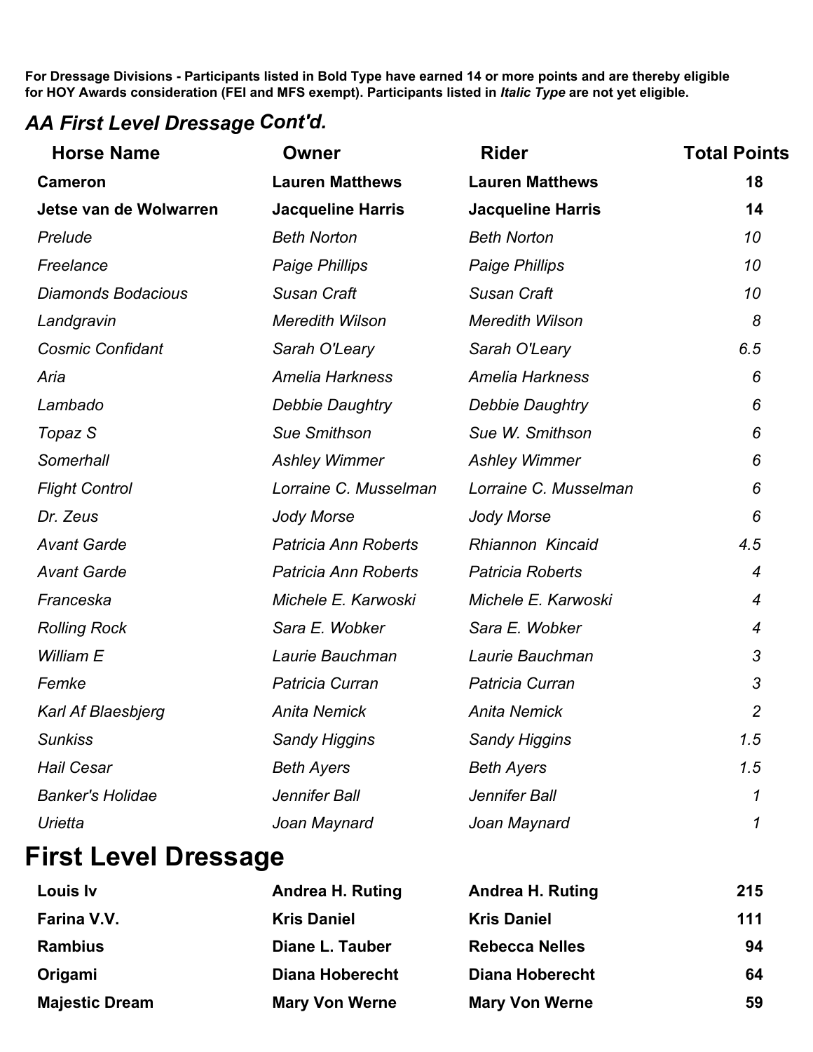**For Dressage Divisions - Participants listed in Bold Type have earned 14 or more points and are thereby eligible for HOY Awards consideration (FEI and MFS exempt). Participants listed in *Italic Type* are not yet eligible.**

## *AA First Level Dressage Cont'd.*

| Horse Name | Owner | Rider | Total Points |
|---|---|---|---|
| **Cameron** | **Lauren Matthews** | **Lauren Matthews** | **18** |
| **Jetse van de Wolwarren** | **Jacqueline Harris** | **Jacqueline Harris** | **14** |
| *Prelude* | *Beth Norton* | *Beth Norton* | *10* |
| *Freelance* | *Paige Phillips* | *Paige Phillips* | *10* |
| *Diamonds Bodacious* | *Susan Craft* | *Susan Craft* | *10* |
| *Landgravin* | *Meredith Wilson* | *Meredith Wilson* | *8* |
| *Cosmic Confidant* | *Sarah O'Leary* | *Sarah O'Leary* | *6.5* |
| *Aria* | *Amelia Harkness* | *Amelia Harkness* | *6* |
| *Lambado* | *Debbie Daughtry* | *Debbie Daughtry* | *6* |
| *Topaz S* | *Sue Smithson* | *Sue W. Smithson* | *6* |
| *Somerhall* | *Ashley Wimmer* | *Ashley Wimmer* | *6* |
| *Flight Control* | *Lorraine C. Musselman* | *Lorraine C. Musselman* | *6* |
| *Dr. Zeus* | *Jody Morse* | *Jody Morse* | *6* |
| *Avant Garde* | *Patricia Ann Roberts* | *Rhiannon Kincaid* | *4.5* |
| *Avant Garde* | *Patricia Ann Roberts* | *Patricia Roberts* | *4* |
| *Franceska* | *Michele E. Karwoski* | *Michele E. Karwoski* | *4* |
| *Rolling Rock* | *Sara E. Wobker* | *Sara E. Wobker* | *4* |
| *William E* | *Laurie Bauchman* | *Laurie Bauchman* | *3* |
| *Femke* | *Patricia Curran* | *Patricia Curran* | *3* |
| *Karl Af Blaesbjerg* | *Anita Nemick* | *Anita Nemick* | *2* |
| *Sunkiss* | *Sandy Higgins* | *Sandy Higgins* | *1.5* |
| *Hail Cesar* | *Beth Ayers* | *Beth Ayers* | *1.5* |
| *Banker's Holidae* | *Jennifer Ball* | *Jennifer Ball* | *1* |
| *Urietta* | *Joan Maynard* | *Joan Maynard* | *1* |

# First Level Dressage

| | | | |
|---|---|---|---|
| **Louis Iv** | **Andrea H. Ruting** | **Andrea H. Ruting** | **215** |
| **Farina V.V.** | **Kris Daniel** | **Kris Daniel** | **111** |
| **Rambius** | **Diane L. Tauber** | **Rebecca Nelles** | **94** |
| **Origami** | **Diana Hoberecht** | **Diana Hoberecht** | **64** |
| **Majestic Dream** | **Mary Von Werne** | **Mary Von Werne** | **59** |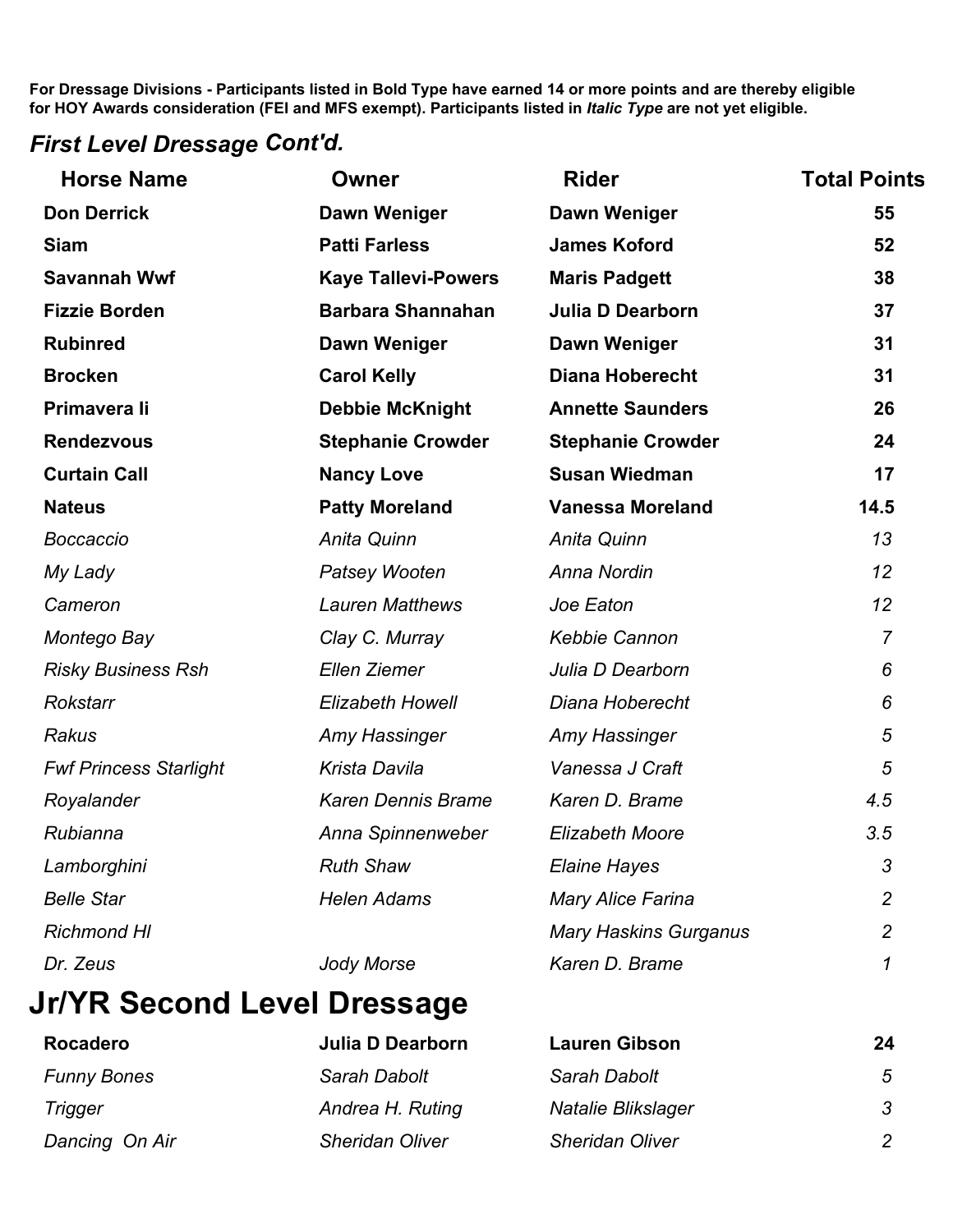**For Dressage Divisions - Participants listed in Bold Type have earned 14 or more points and are thereby eligible for HOY Awards consideration (FEI and MFS exempt). Participants listed in *Italic Type* are not yet eligible.**

## *First Level Dressage* Cont'd.

| Horse Name | Owner | Rider | Total Points |
|---|---|---|---|
| **Don Derrick** | **Dawn Weniger** | **Dawn Weniger** | **55** |
| **Siam** | **Patti Farless** | **James Koford** | **52** |
| **Savannah Wwf** | **Kaye Tallevi-Powers** | **Maris Padgett** | **38** |
| **Fizzie Borden** | **Barbara Shannahan** | **Julia D Dearborn** | **37** |
| **Rubinred** | **Dawn Weniger** | **Dawn Weniger** | **31** |
| **Brocken** | **Carol Kelly** | **Diana Hoberecht** | **31** |
| **Primavera Ii** | **Debbie McKnight** | **Annette Saunders** | **26** |
| **Rendezvous** | **Stephanie Crowder** | **Stephanie Crowder** | **24** |
| **Curtain Call** | **Nancy Love** | **Susan Wiedman** | **17** |
| **Nateus** | **Patty Moreland** | **Vanessa Moreland** | **14.5** |
| *Boccaccio* | *Anita Quinn* | *Anita Quinn* | *13* |
| *My Lady* | *Patsey Wooten* | *Anna Nordin* | *12* |
| *Cameron* | *Lauren Matthews* | *Joe Eaton* | *12* |
| *Montego Bay* | *Clay C. Murray* | *Kebbie Cannon* | *7* |
| *Risky Business Rsh* | *Ellen Ziemer* | *Julia D Dearborn* | *6* |
| *Rokstarr* | *Elizabeth Howell* | *Diana Hoberecht* | *6* |
| *Rakus* | *Amy Hassinger* | *Amy Hassinger* | *5* |
| *Fwf Princess Starlight* | *Krista Davila* | *Vanessa J Craft* | *5* |
| *Royalander* | *Karen Dennis Brame* | *Karen D. Brame* | *4.5* |
| *Rubianna* | *Anna Spinnenweber* | *Elizabeth Moore* | *3.5* |
| *Lamborghini* | *Ruth Shaw* | *Elaine Hayes* | *3* |
| *Belle Star* | *Helen Adams* | *Mary Alice Farina* | *2* |
| *Richmond Hl* | | *Mary Haskins Gurganus* | *2* |
| *Dr. Zeus* | *Jody Morse* | *Karen D. Brame* | *1* |

# Jr/YR Second Level Dressage

| Horse Name | Owner | Rider | Total Points |
|---|---|---|---|
| **Rocadero** | **Julia D Dearborn** | **Lauren Gibson** | **24** |
| *Funny Bones* | *Sarah Dabolt* | *Sarah Dabolt* | *5* |
| *Trigger* | *Andrea H. Ruting* | *Natalie Blikslager* | *3* |
| *Dancing On Air* | *Sheridan Oliver* | *Sheridan Oliver* | *2* |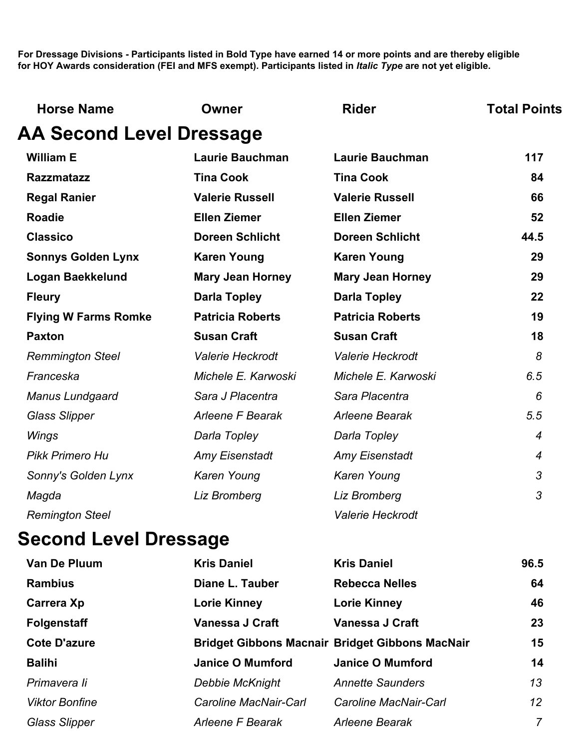**For Dressage Divisions - Participants listed in Bold Type have earned 14 or more points and are thereby eligible for HOY Awards consideration (FEI and MFS exempt). Participants listed in *Italic Type* are not yet eligible.**

| Horse Name | Owner | Rider | Total Points |
|---|---|---|---|

## AA Second Level Dressage

| Horse Name | Owner | Rider | Total Points |
|---|---|---|---|
| **William E** | **Laurie Bauchman** | **Laurie Bauchman** | **117** |
| **Razzmatazz** | **Tina Cook** | **Tina Cook** | **84** |
| **Regal Ranier** | **Valerie Russell** | **Valerie Russell** | **66** |
| **Roadie** | **Ellen Ziemer** | **Ellen Ziemer** | **52** |
| **Classico** | **Doreen Schlicht** | **Doreen Schlicht** | **44.5** |
| **Sonnys Golden Lynx** | **Karen Young** | **Karen Young** | **29** |
| **Logan Baekkelund** | **Mary Jean Horney** | **Mary Jean Horney** | **29** |
| **Fleury** | **Darla Topley** | **Darla Topley** | **22** |
| **Flying W Farms Romke** | **Patricia Roberts** | **Patricia Roberts** | **19** |
| **Paxton** | **Susan Craft** | **Susan Craft** | **18** |
| *Remmington Steel* | *Valerie Heckrodt* | *Valerie Heckrodt* | *8* |
| *Franceska* | *Michele E. Karwoski* | *Michele E. Karwoski* | *6.5* |
| *Manus Lundgaard* | *Sara J Placentra* | *Sara Placentra* | *6* |
| *Glass Slipper* | *Arleene F Bearak* | *Arleene Bearak* | *5.5* |
| *Wings* | *Darla Topley* | *Darla Topley* | *4* |
| *Pikk Primero Hu* | *Amy Eisenstadt* | *Amy Eisenstadt* | *4* |
| *Sonny's Golden Lynx* | *Karen Young* | *Karen Young* | *3* |
| *Magda* | *Liz Bromberg* | *Liz Bromberg* | *3* |
| *Remington Steel* | | *Valerie Heckrodt* | |

## Second Level Dressage

| Horse Name | Owner | Rider | Total Points |
|---|---|---|---|
| **Van De Pluum** | **Kris Daniel** | **Kris Daniel** | **96.5** |
| **Rambius** | **Diane L. Tauber** | **Rebecca Nelles** | **64** |
| **Carrera Xp** | **Lorie Kinney** | **Lorie Kinney** | **46** |
| **Folgenstaff** | **Vanessa J Craft** | **Vanessa J Craft** | **23** |
| **Cote D'azure** | **Bridget Gibbons Macnair** | **Bridget Gibbons MacNair** | **15** |
| **Balihi** | **Janice O Mumford** | **Janice O Mumford** | **14** |
| *Primavera Ii* | *Debbie McKnight* | *Annette Saunders* | *13* |
| *Viktor Bonfine* | *Caroline MacNair-Carl* | *Caroline MacNair-Carl* | *12* |
| *Glass Slipper* | *Arleene F Bearak* | *Arleene Bearak* | *7* |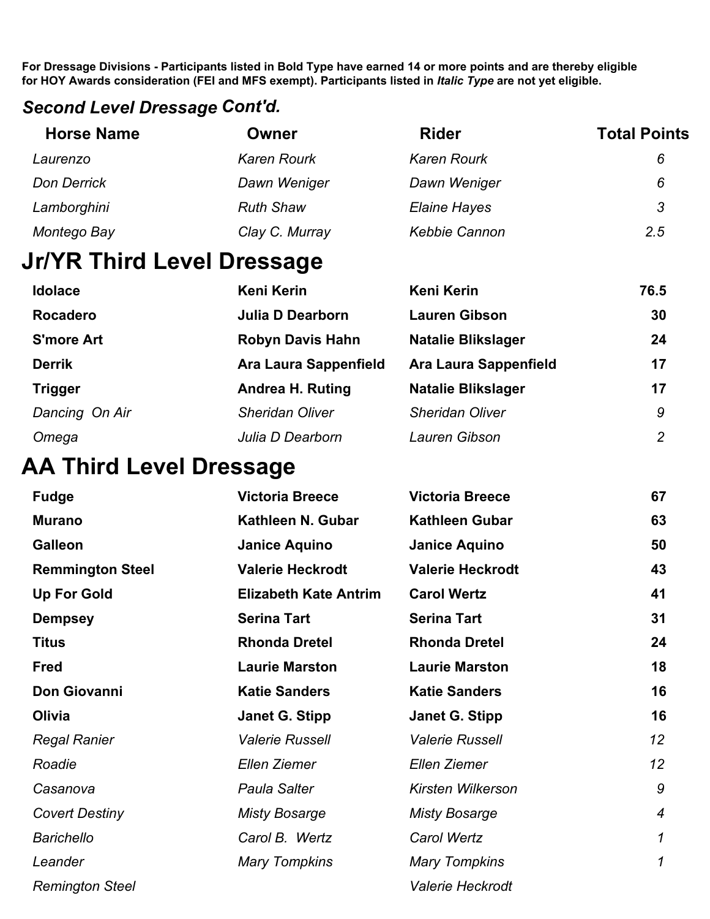**For Dressage Divisions - Participants listed in Bold Type have earned 14 or more points and are thereby eligible for HOY Awards consideration (FEI and MFS exempt). Participants listed in *Italic Type* are not yet eligible.**

## *Second Level Dressage Cont'd.*

| Horse Name | Owner | Rider | Total Points |
|---|---|---|---|
| *Laurenzo* | *Karen Rourk* | *Karen Rourk* | *6* |
| *Don Derrick* | *Dawn Weniger* | *Dawn Weniger* | *6* |
| *Lamborghini* | *Ruth Shaw* | *Elaine Hayes* | *3* |
| *Montego Bay* | *Clay C. Murray* | *Kebbie Cannon* | *2.5* |

# Jr/YR Third Level Dressage

| | | | |
|---|---|---|---|
| **Idolace** | **Keni Kerin** | **Keni Kerin** | **76.5** |
| **Rocadero** | **Julia D Dearborn** | **Lauren Gibson** | **30** |
| **S'more Art** | **Robyn Davis Hahn** | **Natalie Blikslager** | **24** |
| **Derrik** | **Ara Laura Sappenfield** | **Ara Laura Sappenfield** | **17** |
| **Trigger** | **Andrea H. Ruting** | **Natalie Blikslager** | **17** |
| *Dancing On Air* | *Sheridan Oliver* | *Sheridan Oliver* | *9* |
| *Omega* | *Julia D Dearborn* | *Lauren Gibson* | *2* |

# AA Third Level Dressage

| | | | |
|---|---|---|---|
| **Fudge** | **Victoria Breece** | **Victoria Breece** | **67** |
| **Murano** | **Kathleen N. Gubar** | **Kathleen Gubar** | **63** |
| **Galleon** | **Janice Aquino** | **Janice Aquino** | **50** |
| **Remmington Steel** | **Valerie Heckrodt** | **Valerie Heckrodt** | **43** |
| **Up For Gold** | **Elizabeth Kate Antrim** | **Carol Wertz** | **41** |
| **Dempsey** | **Serina Tart** | **Serina Tart** | **31** |
| **Titus** | **Rhonda Dretel** | **Rhonda Dretel** | **24** |
| **Fred** | **Laurie Marston** | **Laurie Marston** | **18** |
| **Don Giovanni** | **Katie Sanders** | **Katie Sanders** | **16** |
| **Olivia** | **Janet G. Stipp** | **Janet G. Stipp** | **16** |
| *Regal Ranier* | *Valerie Russell* | *Valerie Russell* | *12* |
| *Roadie* | *Ellen Ziemer* | *Ellen Ziemer* | *12* |
| *Casanova* | *Paula Salter* | *Kirsten Wilkerson* | *9* |
| *Covert Destiny* | *Misty Bosarge* | *Misty Bosarge* | *4* |
| *Barichello* | *Carol B. Wertz* | *Carol Wertz* | *1* |
| *Leander* | *Mary Tompkins* | *Mary Tompkins* | *1* |
| *Remington Steel* | | *Valerie Heckrodt* | |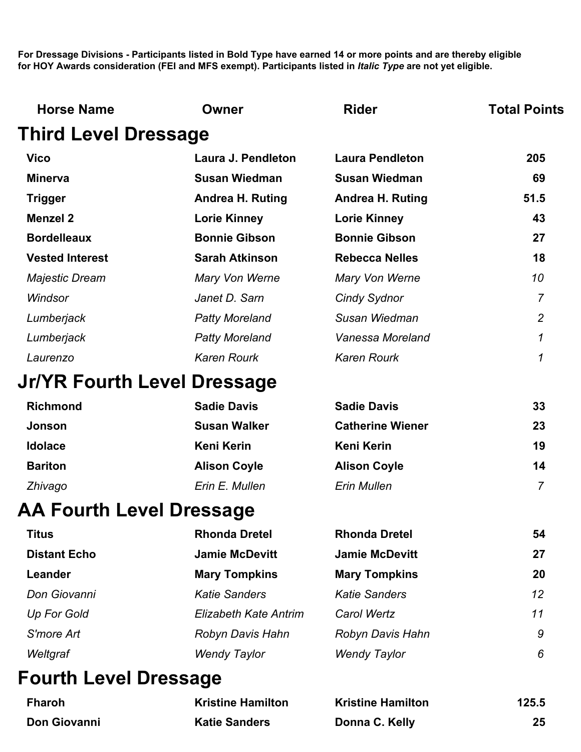**For Dressage Divisions - Participants listed in Bold Type have earned 14 or more points and are thereby eligible for HOY Awards consideration (FEI and MFS exempt). Participants listed in *Italic Type* are not yet eligible.**

| Horse Name | Owner | Rider | Total Points |
|---|---|---|---|

## Third Level Dressage

| Horse Name | Owner | Rider | Total Points |
|---|---|---|---|
| **Vico** | **Laura J. Pendleton** | **Laura Pendleton** | **205** |
| **Minerva** | **Susan Wiedman** | **Susan Wiedman** | **69** |
| **Trigger** | **Andrea H. Ruting** | **Andrea H. Ruting** | **51.5** |
| **Menzel 2** | **Lorie Kinney** | **Lorie Kinney** | **43** |
| **Bordelleaux** | **Bonnie Gibson** | **Bonnie Gibson** | **27** |
| **Vested Interest** | **Sarah Atkinson** | **Rebecca Nelles** | **18** |
| *Majestic Dream* | *Mary Von Werne* | *Mary Von Werne* | *10* |
| *Windsor* | *Janet D. Sarn* | *Cindy Sydnor* | *7* |
| *Lumberjack* | *Patty Moreland* | *Susan Wiedman* | *2* |
| *Lumberjack* | *Patty Moreland* | *Vanessa Moreland* | *1* |
| *Laurenzo* | *Karen Rourk* | *Karen Rourk* | *1* |

## Jr/YR Fourth Level Dressage

| Horse Name | Owner | Rider | Total Points |
|---|---|---|---|
| **Richmond** | **Sadie Davis** | **Sadie Davis** | **33** |
| **Jonson** | **Susan Walker** | **Catherine Wiener** | **23** |
| **Idolace** | **Keni Kerin** | **Keni Kerin** | **19** |
| **Bariton** | **Alison Coyle** | **Alison Coyle** | **14** |
| *Zhivago* | *Erin E. Mullen* | *Erin Mullen* | *7* |

## AA Fourth Level Dressage

| Horse Name | Owner | Rider | Total Points |
|---|---|---|---|
| **Titus** | **Rhonda Dretel** | **Rhonda Dretel** | **54** |
| **Distant Echo** | **Jamie McDevitt** | **Jamie McDevitt** | **27** |
| **Leander** | **Mary Tompkins** | **Mary Tompkins** | **20** |
| *Don Giovanni* | *Katie Sanders* | *Katie Sanders* | *12* |
| *Up For Gold* | *Elizabeth Kate Antrim* | *Carol Wertz* | *11* |
| *S'more Art* | *Robyn Davis Hahn* | *Robyn Davis Hahn* | *9* |
| *Weltgraf* | *Wendy Taylor* | *Wendy Taylor* | *6* |

## Fourth Level Dressage

| Horse Name | Owner | Rider | Total Points |
|---|---|---|---|
| **Fharoh** | **Kristine Hamilton** | **Kristine Hamilton** | **125.5** |
| **Don Giovanni** | **Katie Sanders** | **Donna C. Kelly** | **25** |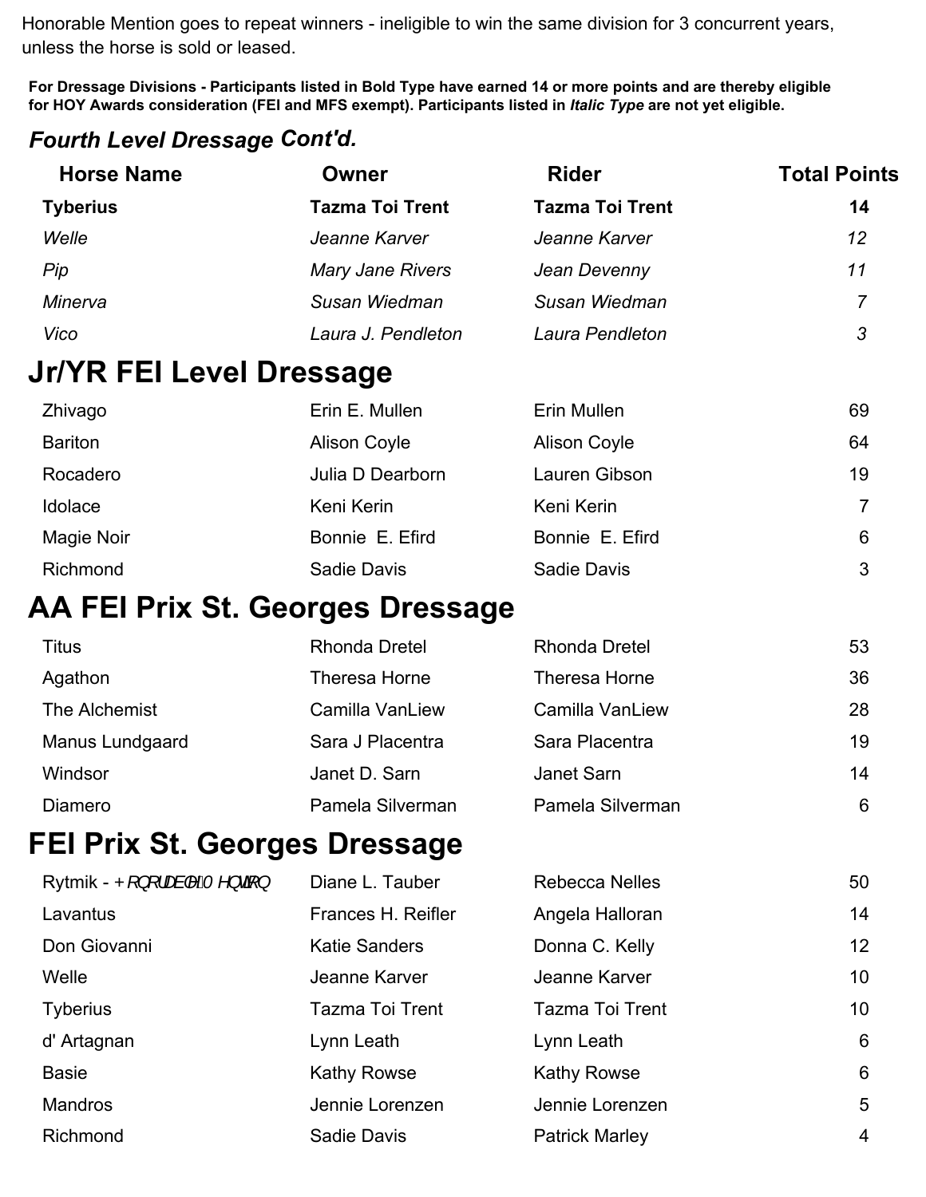Honorable Mention goes to repeat winners - ineligible to win the same division for 3 concurrent years, unless the horse is sold or leased.

**For Dressage Divisions - Participants listed in Bold Type have earned 14 or more points and are thereby eligible for HOY Awards consideration (FEI and MFS exempt). Participants listed in *Italic Type* are not yet eligible.**

### *Fourth Level Dressage* Cont'd.

| Horse Name | Owner | Rider | Total Points |
|---|---|---|---|
| **Tyberius** | **Tazma Toi Trent** | **Tazma Toi Trent** | **14** |
| *Welle* | *Jeanne Karver* | *Jeanne Karver* | *12* |
| *Pip* | *Mary Jane Rivers* | *Jean Devenny* | *11* |
| *Minerva* | *Susan Wiedman* | *Susan Wiedman* | *7* |
| *Vico* | *Laura J. Pendleton* | *Laura Pendleton* | *3* |

## Jr/YR FEI Level Dressage

| | | | |
|---|---|---|---|
| Zhivago | Erin E. Mullen | Erin Mullen | 69 |
| Bariton | Alison Coyle | Alison Coyle | 64 |
| Rocadero | Julia D Dearborn | Lauren Gibson | 19 |
| Idolace | Keni Kerin | Keni Kerin | 7 |
| Magie Noir | Bonnie E. Efird | Bonnie E. Efird | 6 |
| Richmond | Sadie Davis | Sadie Davis | 3 |

## AA FEI Prix St. Georges Dressage

| | | | |
|---|---|---|---|
| Titus | Rhonda Dretel | Rhonda Dretel | 53 |
| Agathon | Theresa Horne | Theresa Horne | 36 |
| The Alchemist | Camilla VanLiew | Camilla VanLiew | 28 |
| Manus Lundgaard | Sara J Placentra | Sara Placentra | 19 |
| Windsor | Janet D. Sarn | Janet Sarn | 14 |
| Diamero | Pamela Silverman | Pamela Silverman | 6 |

## FEI Prix St. Georges Dressage

| | | | |
|---|---|---|---|
| Rytmik - Honorable Mention | Diane L. Tauber | Rebecca Nelles | 50 |
| Lavantus | Frances H. Reifler | Angela Halloran | 14 |
| Don Giovanni | Katie Sanders | Donna C. Kelly | 12 |
| Welle | Jeanne Karver | Jeanne Karver | 10 |
| Tyberius | Tazma Toi Trent | Tazma Toi Trent | 10 |
| d' Artagnan | Lynn Leath | Lynn Leath | 6 |
| Basie | Kathy Rowse | Kathy Rowse | 6 |
| Mandros | Jennie Lorenzen | Jennie Lorenzen | 5 |
| Richmond | Sadie Davis | Patrick Marley | 4 |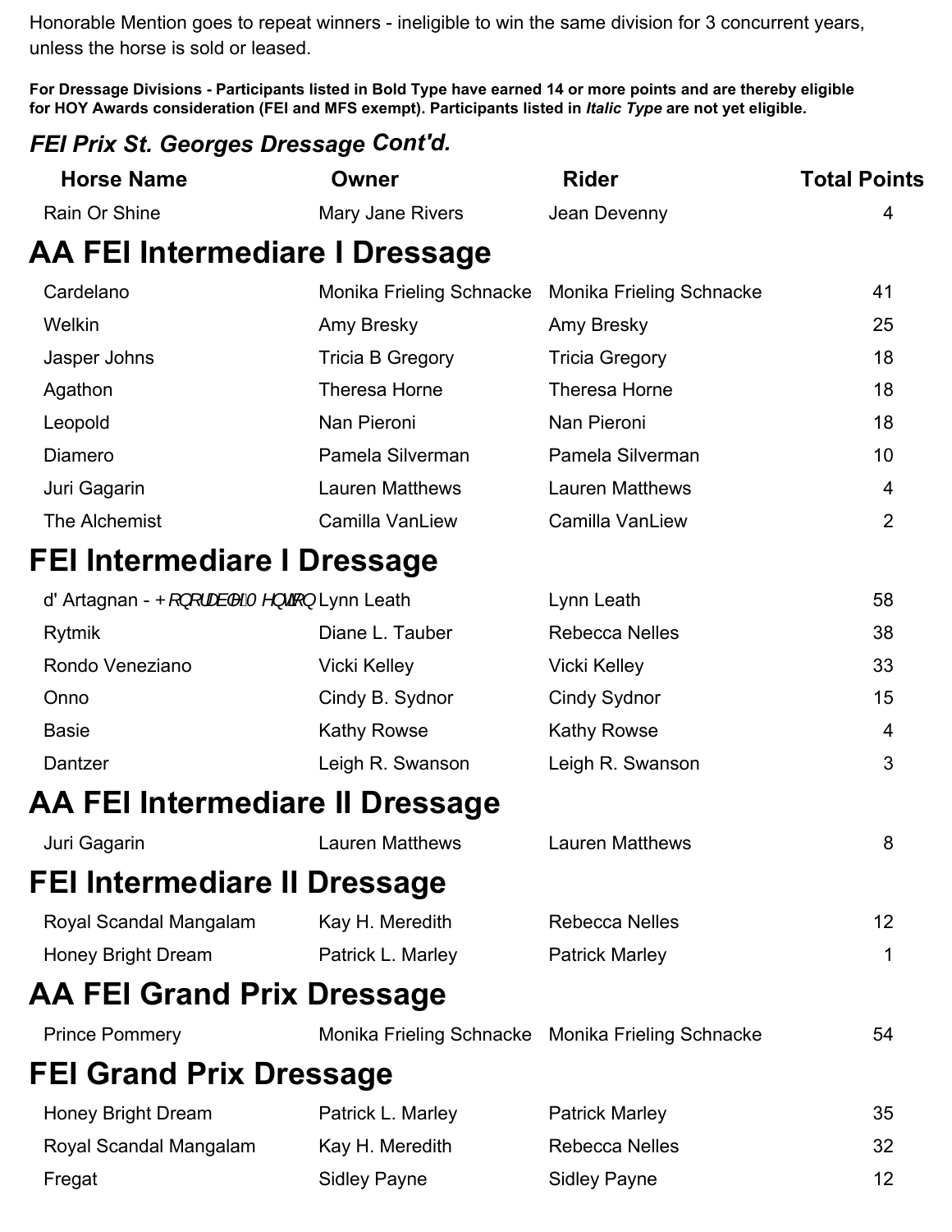Honorable Mention goes to repeat winners - ineligible to win the same division for 3 concurrent years, unless the horse is sold or leased.

**For Dressage Divisions - Participants listed in Bold Type have earned 14 or more points and are thereby eligible for HOY Awards consideration (FEI and MFS exempt). Participants listed in *Italic Type* are not yet eligible.**

### *FEI Prix St. Georges Dressage Cont'd.*

| Horse Name | Owner | Rider | Total Points |
|---|---|---|---|
| Rain Or Shine | Mary Jane Rivers | Jean Devenny | 4 |

## AA FEI Intermediare I Dressage

| Horse Name | Owner | Rider | Total Points |
|---|---|---|---|
| Cardelano | Monika Frieling Schnacke | Monika Frieling Schnacke | 41 |
| Welkin | Amy Bresky | Amy Bresky | 25 |
| Jasper Johns | Tricia B Gregory | Tricia Gregory | 18 |
| Agathon | Theresa Horne | Theresa Horne | 18 |
| Leopold | Nan Pieroni | Nan Pieroni | 18 |
| Diamero | Pamela Silverman | Pamela Silverman | 10 |
| Juri Gagarin | Lauren Matthews | Lauren Matthews | 4 |
| The Alchemist | Camilla VanLiew | Camilla VanLiew | 2 |

## FEI Intermediare I Dressage

| Horse Name | Owner | Rider | Total Points |
|---|---|---|---|
| d' Artagnan - Honorable Mention | Lynn Leath | Lynn Leath | 58 |
| Rytmik | Diane L. Tauber | Rebecca Nelles | 38 |
| Rondo Veneziano | Vicki Kelley | Vicki Kelley | 33 |
| Onno | Cindy B. Sydnor | Cindy Sydnor | 15 |
| Basie | Kathy Rowse | Kathy Rowse | 4 |
| Dantzer | Leigh R. Swanson | Leigh R. Swanson | 3 |

## AA FEI Intermediare II Dressage

| Horse Name | Owner | Rider | Total Points |
|---|---|---|---|
| Juri Gagarin | Lauren Matthews | Lauren Matthews | 8 |

## FEI Intermediare II Dressage

| Horse Name | Owner | Rider | Total Points |
|---|---|---|---|
| Royal Scandal Mangalam | Kay H. Meredith | Rebecca Nelles | 12 |
| Honey Bright Dream | Patrick L. Marley | Patrick Marley | 1 |

## AA FEI Grand Prix Dressage

| Horse Name | Owner | Rider | Total Points |
|---|---|---|---|
| Prince Pommery | Monika Frieling Schnacke | Monika Frieling Schnacke | 54 |

## FEI Grand Prix Dressage

| Horse Name | Owner | Rider | Total Points |
|---|---|---|---|
| Honey Bright Dream | Patrick L. Marley | Patrick Marley | 35 |
| Royal Scandal Mangalam | Kay H. Meredith | Rebecca Nelles | 32 |
| Fregat | Sidley Payne | Sidley Payne | 12 |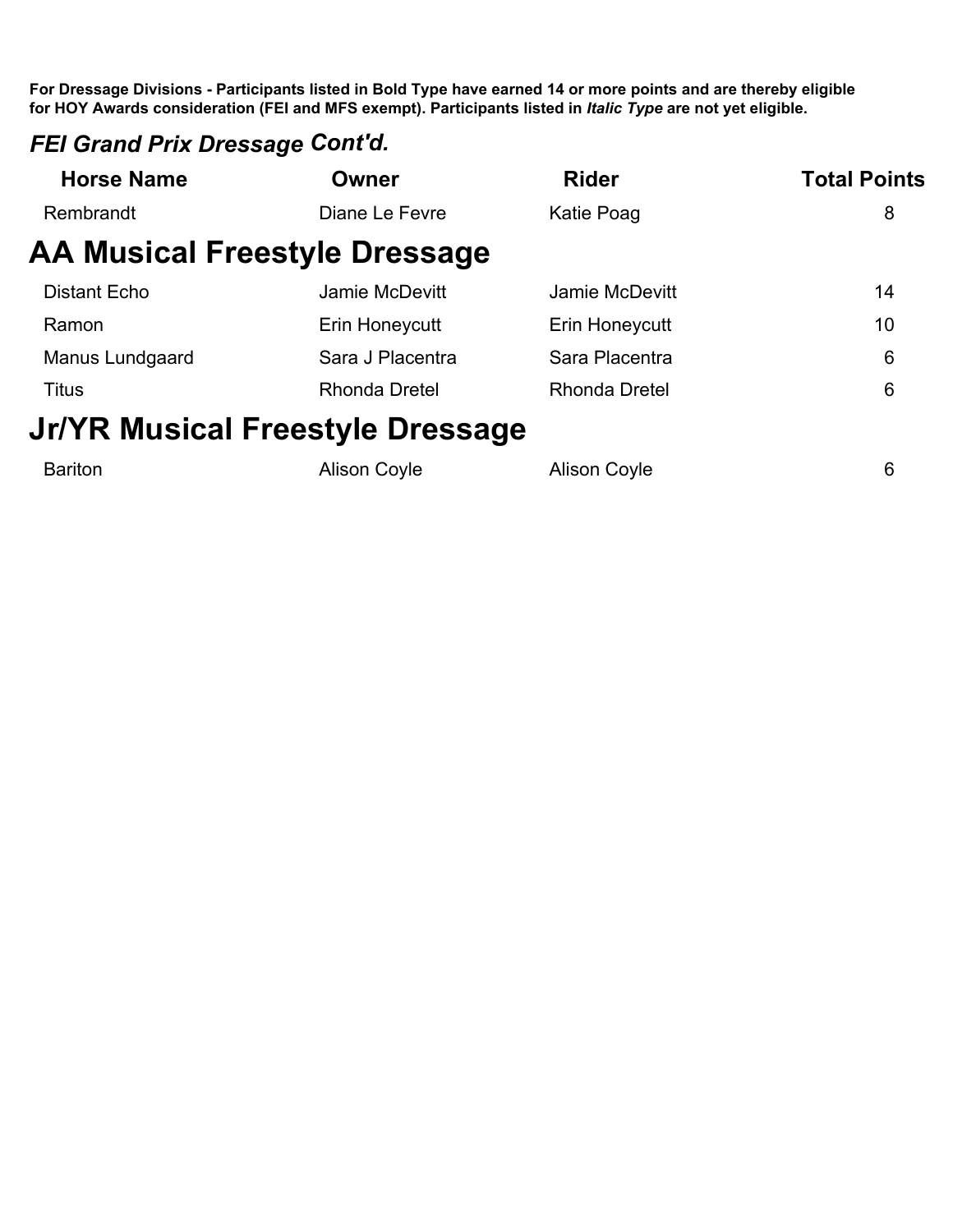**For Dressage Divisions - Participants listed in Bold Type have earned 14 or more points and are thereby eligible for HOY Awards consideration (FEI and MFS exempt). Participants listed in *Italic Type* are not yet eligible.**

## *FEI Grand Prix Dressage* Cont'd.

| Horse Name | Owner | Rider | Total Points |
|---|---|---|---|
| Rembrandt | Diane Le Fevre | Katie Poag | 8 |

## AA Musical Freestyle Dressage

| Horse Name | Owner | Rider | Total Points |
|---|---|---|---|
| Distant Echo | Jamie McDevitt | Jamie McDevitt | 14 |
| Ramon | Erin Honeycutt | Erin Honeycutt | 10 |
| Manus Lundgaard | Sara J Placentra | Sara Placentra | 6 |
| Titus | Rhonda Dretel | Rhonda Dretel | 6 |

## Jr/YR Musical Freestyle Dressage

| Horse Name | Owner | Rider | Total Points |
|---|---|---|---|
| Bariton | Alison Coyle | Alison Coyle | 6 |